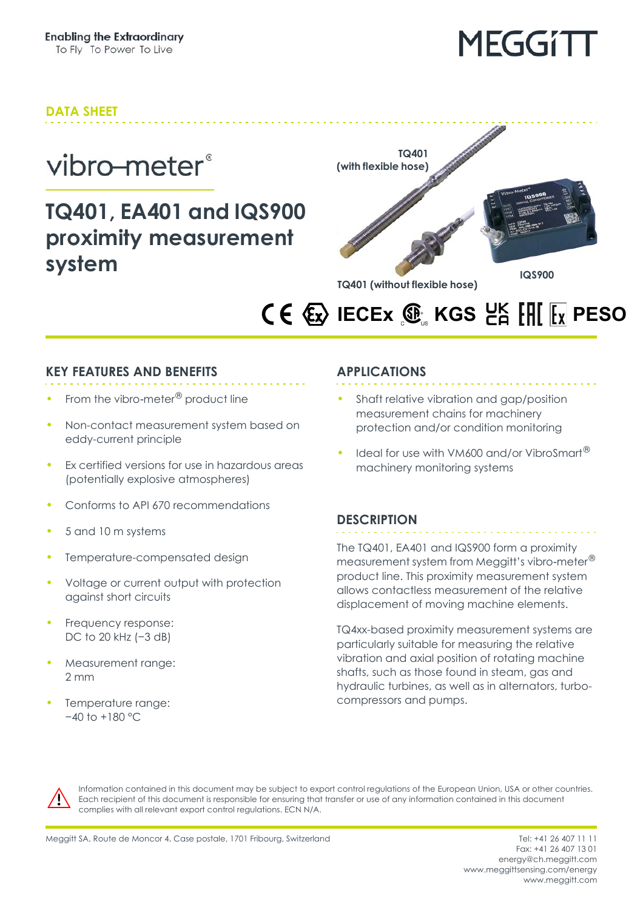Enabling the Extraordinary
To Fly To Power To Live

MEGGiTT

DATA SHEET

vibro-meter®

# TQ401, EA401 and IQS900 proximity measurement system

TQ401 (with flexible hose)

TQ401 (without flexible hose)

IQS900

CE Ex IECEx CSA KGS UKCA EAC Ex PESO

## KEY FEATURES AND BENEFITS

- From the vibro-meter® product line
- Non-contact measurement system based on eddy-current principle
- Ex certified versions for use in hazardous areas (potentially explosive atmospheres)
- Conforms to API 670 recommendations
- 5 and 10 m systems
- Temperature-compensated design
- Voltage or current output with protection against short circuits
- Frequency response: DC to 20 kHz (−3 dB)
- Measurement range: 2 mm
- Temperature range: −40 to +180 °C

## APPLICATIONS

- Shaft relative vibration and gap/position measurement chains for machinery protection and/or condition monitoring
- Ideal for use with VM600 and/or VibroSmart® machinery monitoring systems

## DESCRIPTION

The TQ401, EA401 and IQS900 form a proximity measurement system from Meggitt's vibro-meter® product line. This proximity measurement system allows contactless measurement of the relative displacement of moving machine elements.

TQ4xx-based proximity measurement systems are particularly suitable for measuring the relative vibration and axial position of rotating machine shafts, such as those found in steam, gas and hydraulic turbines, as well as in alternators, turbo-compressors and pumps.

Information contained in this document may be subject to export control regulations of the European Union, USA or other countries. Each recipient of this document is responsible for ensuring that transfer or use of any information contained in this document complies with all relevant export control regulations. ECN N/A.

Meggitt SA, Route de Moncor 4, Case postale, 1701 Fribourg, Switzerland

Tel: +41 26 407 11 11
Fax: +41 26 407 13 01
energy@ch.meggitt.com
www.meggittsensing.com/energy
www.meggitt.com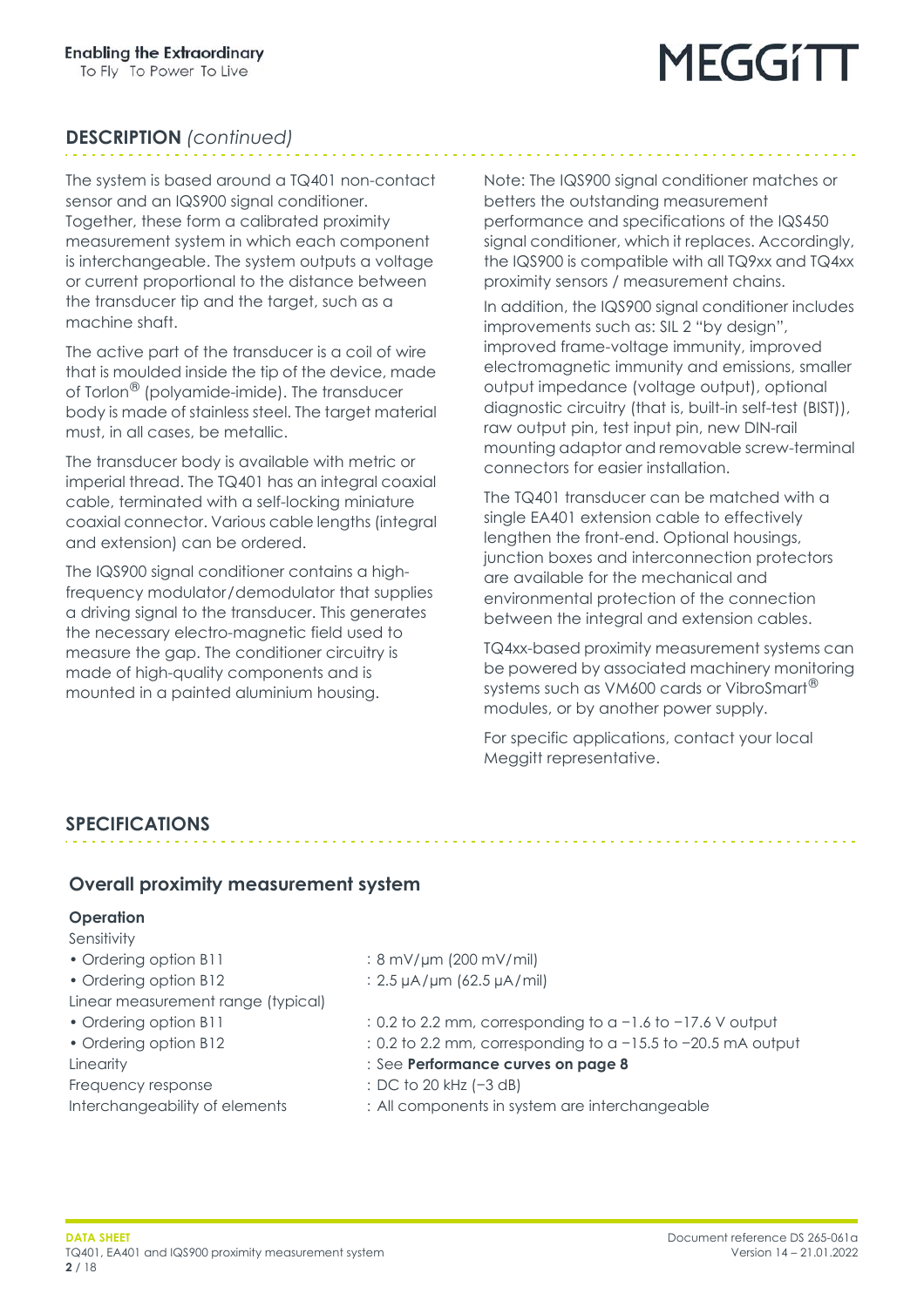## DESCRIPTION *(continued)*

The system is based around a TQ401 non-contact sensor and an IQS900 signal conditioner. Together, these form a calibrated proximity measurement system in which each component is interchangeable. The system outputs a voltage or current proportional to the distance between the transducer tip and the target, such as a machine shaft.

The active part of the transducer is a coil of wire that is moulded inside the tip of the device, made of Torlon® (polyamide-imide). The transducer body is made of stainless steel. The target material must, in all cases, be metallic.

The transducer body is available with metric or imperial thread. The TQ401 has an integral coaxial cable, terminated with a self-locking miniature coaxial connector. Various cable lengths (integral and extension) can be ordered.

The IQS900 signal conditioner contains a high-frequency modulator/demodulator that supplies a driving signal to the transducer. This generates the necessary electro-magnetic field used to measure the gap. The conditioner circuitry is made of high-quality components and is mounted in a painted aluminium housing.

Note: The IQS900 signal conditioner matches or betters the outstanding measurement performance and specifications of the IQS450 signal conditioner, which it replaces. Accordingly, the IQS900 is compatible with all TQ9xx and TQ4xx proximity sensors / measurement chains.

In addition, the IQS900 signal conditioner includes improvements such as: SIL 2 "by design", improved frame-voltage immunity, improved electromagnetic immunity and emissions, smaller output impedance (voltage output), optional diagnostic circuitry (that is, built-in self-test (BIST)), raw output pin, test input pin, new DIN-rail mounting adaptor and removable screw-terminal connectors for easier installation.

The TQ401 transducer can be matched with a single EA401 extension cable to effectively lengthen the front-end. Optional housings, junction boxes and interconnection protectors are available for the mechanical and environmental protection of the connection between the integral and extension cables.

TQ4xx-based proximity measurement systems can be powered by associated machinery monitoring systems such as VM600 cards or VibroSmart® modules, or by another power supply.

For specific applications, contact your local Meggitt representative.

## SPECIFICATIONS

### Overall proximity measurement system

**Operation**

Sensitivity
- Ordering option B11 : 8 mV/µm (200 mV/mil)
- Ordering option B12 : 2.5 µA/µm (62.5 µA/mil)

Linear measurement range (typical)
- Ordering option B11 : 0.2 to 2.2 mm, corresponding to a −1.6 to −17.6 V output
- Ordering option B12 : 0.2 to 2.2 mm, corresponding to a −15.5 to −20.5 mA output

Linearity : See **Performance curves on page 8**

Frequency response : DC to 20 kHz (−3 dB)

Interchangeability of elements : All components in system are interchangeable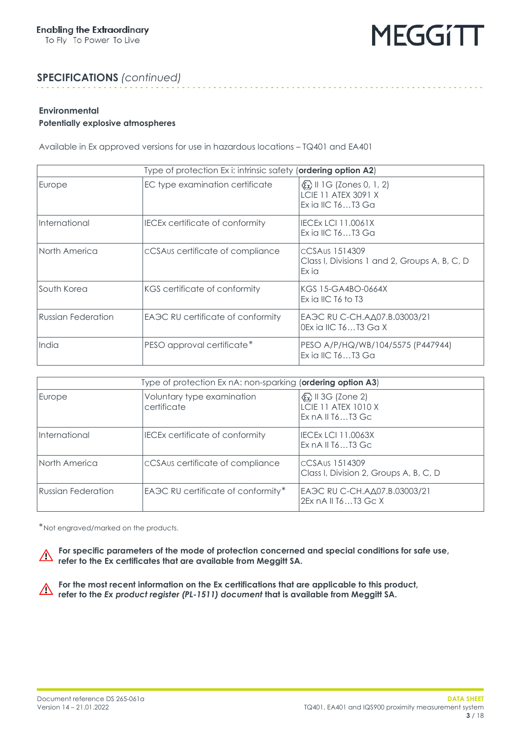## SPECIFICATIONS *(continued)*

**Environmental**

**Potentially explosive atmospheres**

Available in Ex approved versions for use in hazardous locations – TQ401 and EA401

| Type of protection Ex i: intrinsic safety (**ordering option A2**) | | |
|---|---|---|
| Europe | EC type examination certificate | ⟨Ex⟩ II 1G (Zones 0, 1, 2)<br>LCIE 11 ATEX 3091 X<br>Ex ia IIC T6…T3 Ga |
| International | IECEx certificate of conformity | IECEx LCI 11.0061X<br>Ex ia IIC T6…T3 Ga |
| North America | cCSAus certificate of compliance | cCSAus 1514309<br>Class I, Divisions 1 and 2, Groups A, B, C, D<br>Ex ia |
| South Korea | KGS certificate of conformity | KGS 15-GA4BO-0664X<br>Ex ia IIC T6 to T3 |
| Russian Federation | EAЭC RU certificate of conformity | EAЭC RU C-CH.AД07.B.03003/21<br>0Ex ia IIC T6…T3 Ga X |
| India | PESO approval certificate* | PESO A/P/HQ/WB/104/5575 (P447944)<br>Ex ia IIC T6…T3 Ga |

| Type of protection Ex nA: non-sparking (**ordering option A3**) | | |
|---|---|---|
| Europe | Voluntary type examination certificate | ⟨Ex⟩ II 3G (Zone 2)<br>LCIE 11 ATEX 1010 X<br>Ex nA II T6…T3 Gc |
| International | IECEx certificate of conformity | IECEx LCI 11.0063X<br>Ex nA II T6…T3 Gc |
| North America | cCSAus certificate of compliance | cCSAus 1514309<br>Class I, Division 2, Groups A, B, C, D |
| Russian Federation | EAЭC RU certificate of conformity* | EAЭC RU C-CH.AД07.B.03003/21<br>2Ex nA II T6…T3 Gc X |

*Not engraved/marked on the products.

⚠ **For specific parameters of the mode of protection concerned and special conditions for safe use, refer to the Ex certificates that are available from Meggitt SA.**

⚠ **For the most recent information on the Ex certifications that are applicable to this product, refer to the *Ex product register (PL-1511) document* that is available from Meggitt SA.**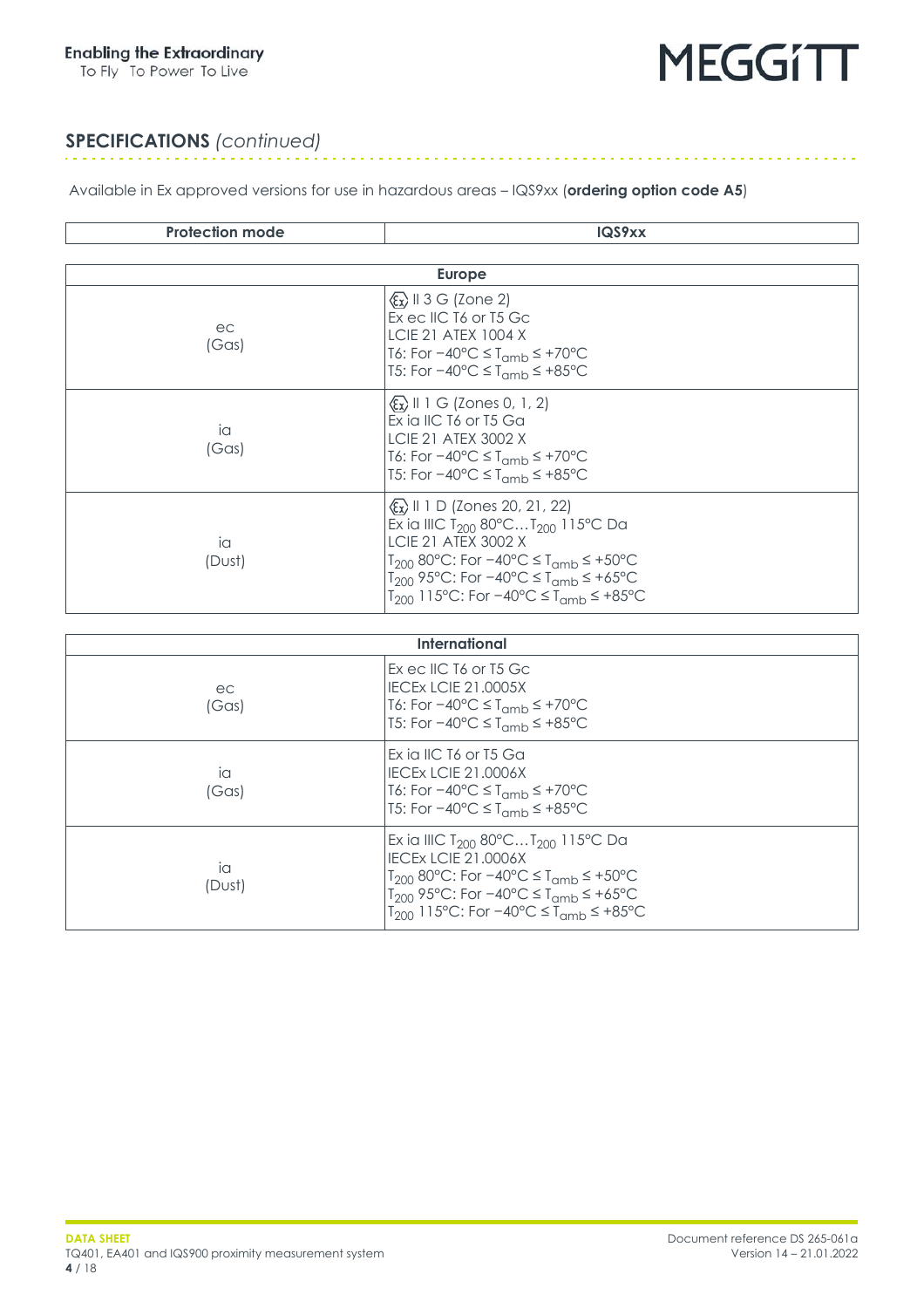## SPECIFICATIONS *(continued)*

Available in Ex approved versions for use in hazardous areas – IQS9xx (**ordering option code A5**)

| Protection mode | IQS9xx |
|---|---|
| **Europe** | |
| ec (Gas) | Ⓔx II 3 G (Zone 2)<br>Ex ec IIC T6 or T5 Gc<br>LCIE 21 ATEX 1004 X<br>T6: For −40°C ≤ $T_{amb}$ ≤ +70°C<br>T5: For −40°C ≤ $T_{amb}$ ≤ +85°C |
| ia (Gas) | Ⓔx II 1 G (Zones 0, 1, 2)<br>Ex ia IIC T6 or T5 Ga<br>LCIE 21 ATEX 3002 X<br>T6: For −40°C ≤ $T_{amb}$ ≤ +70°C<br>T5: For −40°C ≤ $T_{amb}$ ≤ +85°C |
| ia (Dust) | Ⓔx II 1 D (Zones 20, 21, 22)<br>Ex ia IIIC $T_{200}$ 80°C…$T_{200}$ 115°C Da<br>LCIE 21 ATEX 3002 X<br>$T_{200}$ 80°C: For −40°C ≤ $T_{amb}$ ≤ +50°C<br>$T_{200}$ 95°C: For −40°C ≤ $T_{amb}$ ≤ +65°C<br>$T_{200}$ 115°C: For −40°C ≤ $T_{amb}$ ≤ +85°C |
| **International** | |
| ec (Gas) | Ex ec IIC T6 or T5 Gc<br>IECEx LCIE 21.0005X<br>T6: For −40°C ≤ $T_{amb}$ ≤ +70°C<br>T5: For −40°C ≤ $T_{amb}$ ≤ +85°C |
| ia (Gas) | Ex ia IIC T6 or T5 Ga<br>IECEx LCIE 21.0006X<br>T6: For −40°C ≤ $T_{amb}$ ≤ +70°C<br>T5: For −40°C ≤ $T_{amb}$ ≤ +85°C |
| ia (Dust) | Ex ia IIIC $T_{200}$ 80°C…$T_{200}$ 115°C Da<br>IECEx LCIE 21.0006X<br>$T_{200}$ 80°C: For −40°C ≤ $T_{amb}$ ≤ +50°C<br>$T_{200}$ 95°C: For −40°C ≤ $T_{amb}$ ≤ +65°C<br>$T_{200}$ 115°C: For −40°C ≤ $T_{amb}$ ≤ +85°C |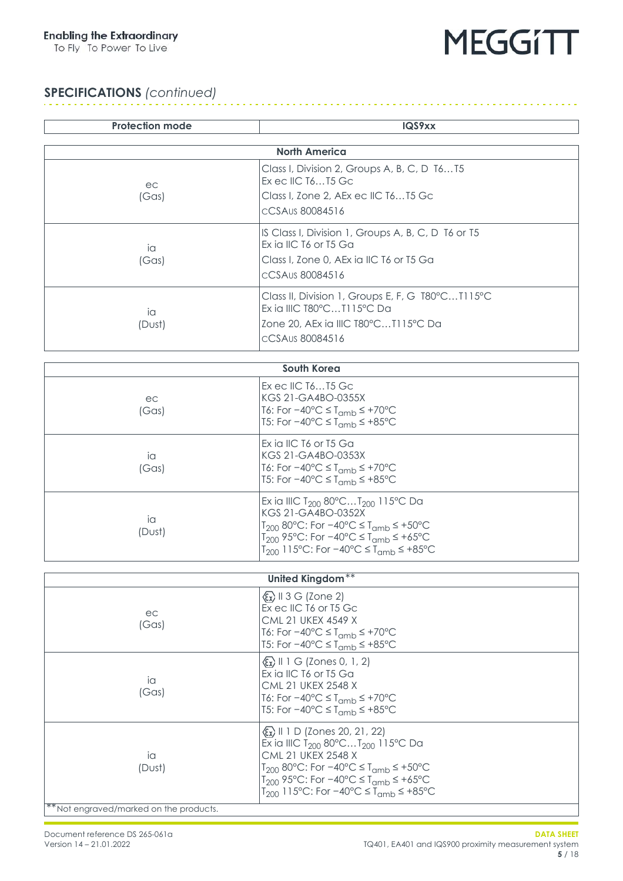## SPECIFICATIONS *(continued)*

| Protection mode | IQS9xx |
|---|---|
| **North America** | |
| ec (Gas) | Class I, Division 2, Groups A, B, C, D T6…T5<br>Ex ec IIC T6…T5 Gc<br>Class I, Zone 2, AEx ec IIC T6…T5 Gc<br>cCSAus 80084516 |
| ia (Gas) | IS Class I, Division 1, Groups A, B, C, D T6 or T5<br>Ex ia IIC T6 or T5 Ga<br>Class I, Zone 0, AEx ia IIC T6 or T5 Ga<br>cCSAus 80084516 |
| ia (Dust) | Class II, Division 1, Groups E, F, G T80°C…T115°C<br>Ex ia IIIC T80°C…T115°C Da<br>Zone 20, AEx ia IIIC T80°C…T115°C Da<br>cCSAus 80084516 |
| **South Korea** | |
| ec (Gas) | Ex ec IIC T6…T5 Gc<br>KGS 21-GA4BO-0355X<br>T6: For −40°C ≤ $T_{amb}$ ≤ +70°C<br>T5: For −40°C ≤ $T_{amb}$ ≤ +85°C |
| ia (Gas) | Ex ia IIC T6 or T5 Ga<br>KGS 21-GA4BO-0353X<br>T6: For −40°C ≤ $T_{amb}$ ≤ +70°C<br>T5: For −40°C ≤ $T_{amb}$ ≤ +85°C |
| ia (Dust) | Ex ia IIIC $T_{200}$ 80°C…$T_{200}$ 115°C Da<br>KGS 21-GA4BO-0352X<br>$T_{200}$ 80°C: For −40°C ≤ $T_{amb}$ ≤ +50°C<br>$T_{200}$ 95°C: For −40°C ≤ $T_{amb}$ ≤ +65°C<br>$T_{200}$ 115°C: For −40°C ≤ $T_{amb}$ ≤ +85°C |
| **United Kingdom\*\*** | |
| ec (Gas) | Ex II 3 G (Zone 2)<br>Ex ec IIC T6 or T5 Gc<br>CML 21 UKEX 4549 X<br>T6: For −40°C ≤ $T_{amb}$ ≤ +70°C<br>T5: For −40°C ≤ $T_{amb}$ ≤ +85°C |
| ia (Gas) | Ex II 1 G (Zones 0, 1, 2)<br>Ex ia IIC T6 or T5 Ga<br>CML 21 UKEX 2548 X<br>T6: For −40°C ≤ $T_{amb}$ ≤ +70°C<br>T5: For −40°C ≤ $T_{amb}$ ≤ +85°C |
| ia (Dust) | Ex II 1 D (Zones 20, 21, 22)<br>Ex ia IIIC $T_{200}$ 80°C…$T_{200}$ 115°C Da<br>CML 21 UKEX 2548 X<br>$T_{200}$ 80°C: For −40°C ≤ $T_{amb}$ ≤ +50°C<br>$T_{200}$ 95°C: For −40°C ≤ $T_{amb}$ ≤ +65°C<br>$T_{200}$ 115°C: For −40°C ≤ $T_{amb}$ ≤ +85°C |

\*\*Not engraved/marked on the products.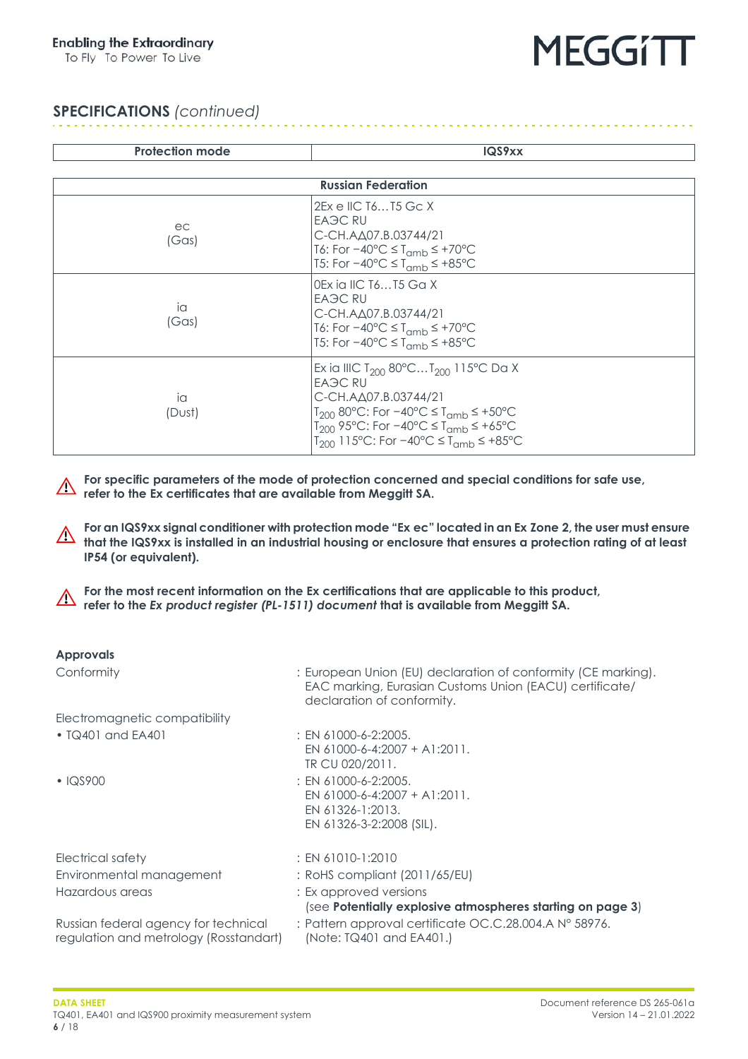## SPECIFICATIONS *(continued)*

| Protection mode | IQS9xx |
|---|---|
| **Russian Federation** | |
| ec<br>(Gas) | 2Ex e IIC T6…T5 Gc X<br>ЕАЭС RU<br>C-CH.AΔ07.B.03744/21<br>T6: For −40°C ≤ $T_{amb}$ ≤ +70°C<br>T5: For −40°C ≤ $T_{amb}$ ≤ +85°C |
| ia<br>(Gas) | 0Ex ia IIC T6…T5 Ga X<br>ЕАЭС RU<br>C-CH.AΔ07.B.03744/21<br>T6: For −40°C ≤ $T_{amb}$ ≤ +70°C<br>T5: For −40°C ≤ $T_{amb}$ ≤ +85°C |
| ia<br>(Dust) | Ex ia IIIC $T_{200}$ 80°C…$T_{200}$ 115°C Da X<br>ЕАЭС RU<br>C-CH.AΔ07.B.03744/21<br>$T_{200}$ 80°C: For −40°C ≤ $T_{amb}$ ≤ +50°C<br>$T_{200}$ 95°C: For −40°C ≤ $T_{amb}$ ≤ +65°C<br>$T_{200}$ 115°C: For −40°C ≤ $T_{amb}$ ≤ +85°C |

⚠ **For specific parameters of the mode of protection concerned and special conditions for safe use, refer to the Ex certificates that are available from Meggitt SA.**

⚠ **For an IQS9xx signal conditioner with protection mode "Ex ec" located in an Ex Zone 2, the user must ensure that the IQS9xx is installed in an industrial housing or enclosure that ensures a protection rating of at least IP54 (or equivalent).**

⚠ **For the most recent information on the Ex certifications that are applicable to this product, refer to the *Ex product register (PL-1511) document* that is available from Meggitt SA.**

**Approvals**

Conformity : European Union (EU) declaration of conformity (CE marking). EAC marking, Eurasian Customs Union (EACU) certificate/ declaration of conformity.

Electromagnetic compatibility

- TQ401 and EA401 : EN 61000-6-2:2005. EN 61000-6-4:2007 + A1:2011. TR CU 020/2011.
- IQS900 : EN 61000-6-2:2005. EN 61000-6-4:2007 + A1:2011. EN 61326-1:2013. EN 61326-3-2:2008 (SIL).

Electrical safety : EN 61010-1:2010

Environmental management : RoHS compliant (2011/65/EU)

Hazardous areas : Ex approved versions (see **Potentially explosive atmospheres starting on page 3**)

Russian federal agency for technical regulation and metrology (Rosstandart) : Pattern approval certificate OC.C.28.004.A N° 58976. (Note: TQ401 and EA401.)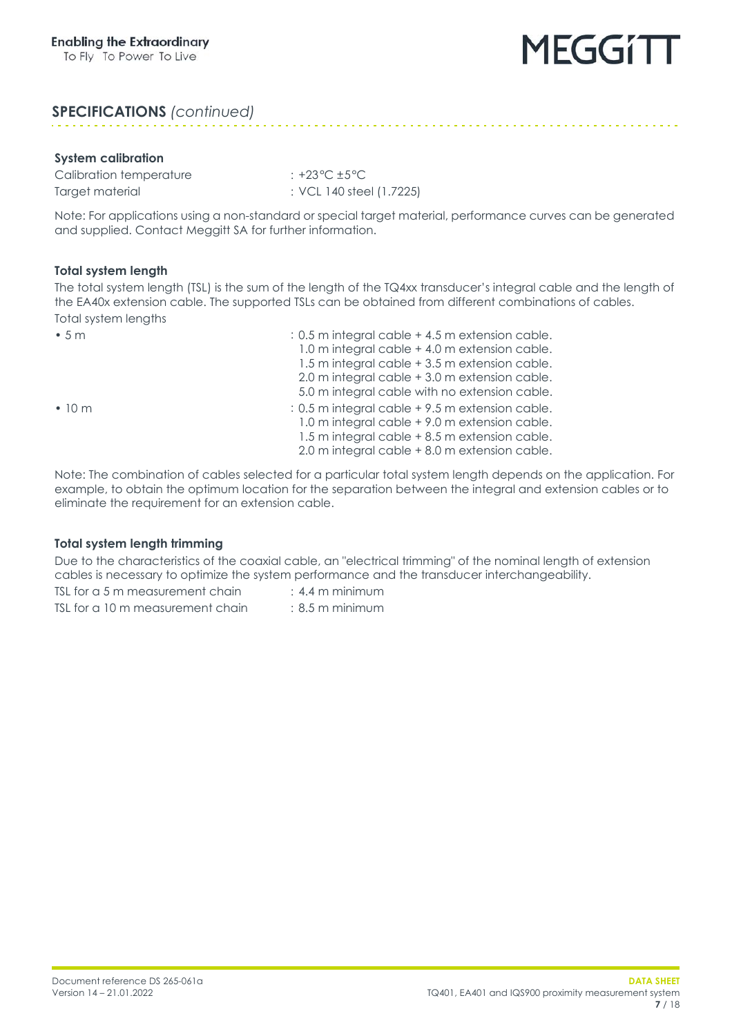## SPECIFICATIONS *(continued)*

### System calibration

Calibration temperature : +23°C ±5°C
Target material : VCL 140 steel (1.7225)

Note: For applications using a non-standard or special target material, performance curves can be generated and supplied. Contact Meggitt SA for further information.

### Total system length

The total system length (TSL) is the sum of the length of the TQ4xx transducer's integral cable and the length of the EA40x extension cable. The supported TSLs can be obtained from different combinations of cables.

Total system lengths

- 5 m : 0.5 m integral cable + 4.5 m extension cable.
  1.0 m integral cable + 4.0 m extension cable.
  1.5 m integral cable + 3.5 m extension cable.
  2.0 m integral cable + 3.0 m extension cable.
  5.0 m integral cable with no extension cable.
- 10 m : 0.5 m integral cable + 9.5 m extension cable.
  1.0 m integral cable + 9.0 m extension cable.
  1.5 m integral cable + 8.5 m extension cable.
  2.0 m integral cable + 8.0 m extension cable.

Note: The combination of cables selected for a particular total system length depends on the application. For example, to obtain the optimum location for the separation between the integral and extension cables or to eliminate the requirement for an extension cable.

### Total system length trimming

Due to the characteristics of the coaxial cable, an "electrical trimming" of the nominal length of extension cables is necessary to optimize the system performance and the transducer interchangeability.

TSL for a 5 m measurement chain : 4.4 m minimum
TSL for a 10 m measurement chain : 8.5 m minimum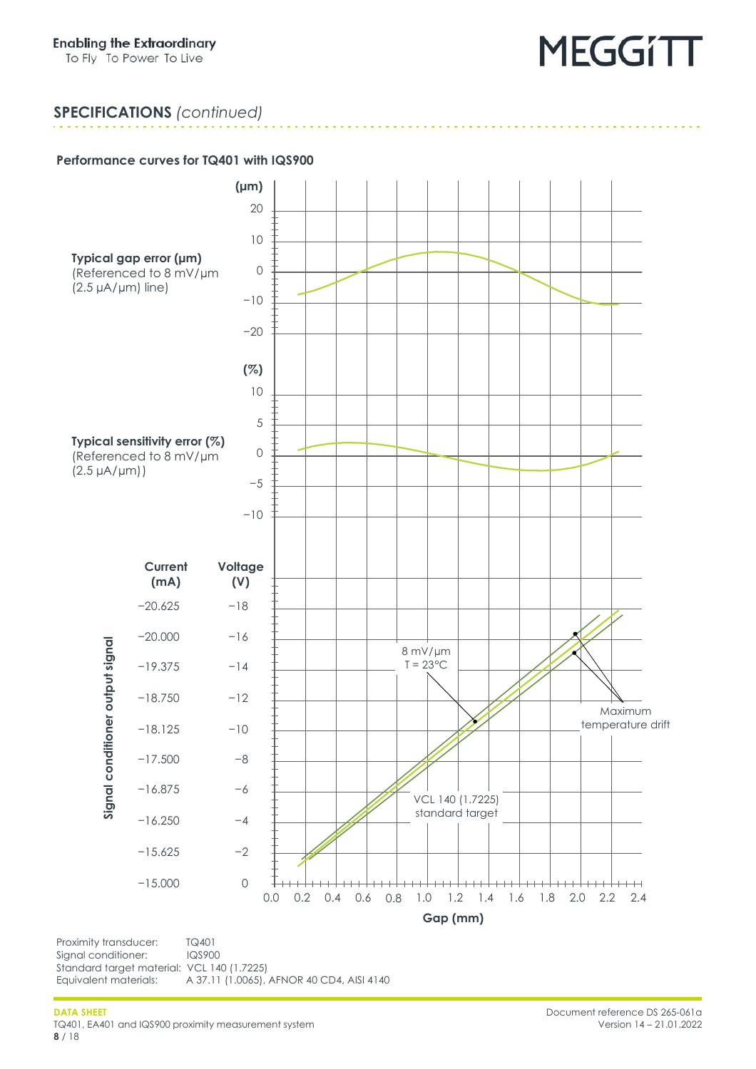## SPECIFICATIONS *(continued)*

### Performance curves for TQ401 with IQS900

**Typical gap error (µm)**
(Referenced to 8 mV/µm (2.5 µA/µm) line)

(µm): 20, 10, 0, −10, −20

**Typical sensitivity error (%)**
(Referenced to 8 mV/µm (2.5 µA/µm))

(%): 10, 5, 0, −5, −10

**Signal conditioner output signal**

| Current (mA) | Voltage (V) |
|---|---|
| −20.625 | −18 |
| −20.000 | −16 |
| −19.375 | −14 |
| −18.750 | −12 |
| −18.125 | −10 |
| −17.500 | −8 |
| −16.875 | −6 |
| −16.250 | −4 |
| −15.625 | −2 |
| −15.000 | 0 |

8 mV/µm
T = 23°C

Maximum temperature drift

VCL 140 (1.7225) standard target

Gap (mm): 0.0, 0.2, 0.4, 0.6, 0.8, 1.0, 1.2, 1.4, 1.6, 1.8, 2.0, 2.2, 2.4

Proximity transducer: TQ401
Signal conditioner: IQS900
Standard target material: VCL 140 (1.7225)
Equivalent materials: A 37.11 (1.0065), AFNOR 40 CD4, AISI 4140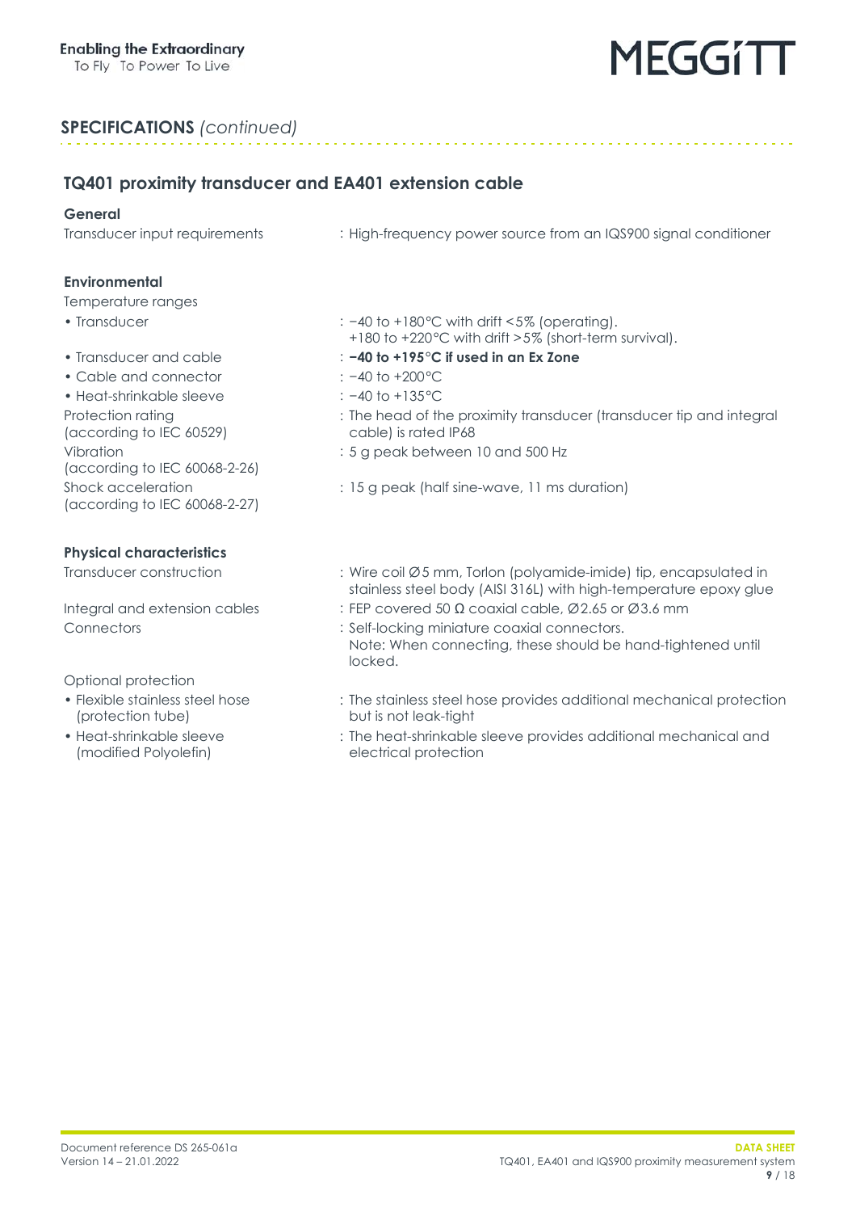## SPECIFICATIONS *(continued)*

### TQ401 proximity transducer and EA401 extension cable

**General**

Transducer input requirements : High-frequency power source from an IQS900 signal conditioner

**Environmental**

Temperature ranges

- Transducer : −40 to +180°C with drift <5% (operating). +180 to +220°C with drift >5% (short-term survival).
- Transducer and cable : **−40 to +195°C if used in an Ex Zone**
- Cable and connector : −40 to +200°C
- Heat-shrinkable sleeve : −40 to +135°C

Protection rating (according to IEC 60529) : The head of the proximity transducer (transducer tip and integral cable) is rated IP68

Vibration (according to IEC 60068-2-26) : 5 g peak between 10 and 500 Hz

Shock acceleration (according to IEC 60068-2-27) : 15 g peak (half sine-wave, 11 ms duration)

**Physical characteristics**

Transducer construction : Wire coil Ø5 mm, Torlon (polyamide-imide) tip, encapsulated in stainless steel body (AISI 316L) with high-temperature epoxy glue

Integral and extension cables : FEP covered 50 Ω coaxial cable, Ø2.65 or Ø3.6 mm

Connectors : Self-locking miniature coaxial connectors. Note: When connecting, these should be hand-tightened until locked.

Optional protection

- Flexible stainless steel hose (protection tube) : The stainless steel hose provides additional mechanical protection but is not leak-tight
- Heat-shrinkable sleeve (modified Polyolefin) : The heat-shrinkable sleeve provides additional mechanical and electrical protection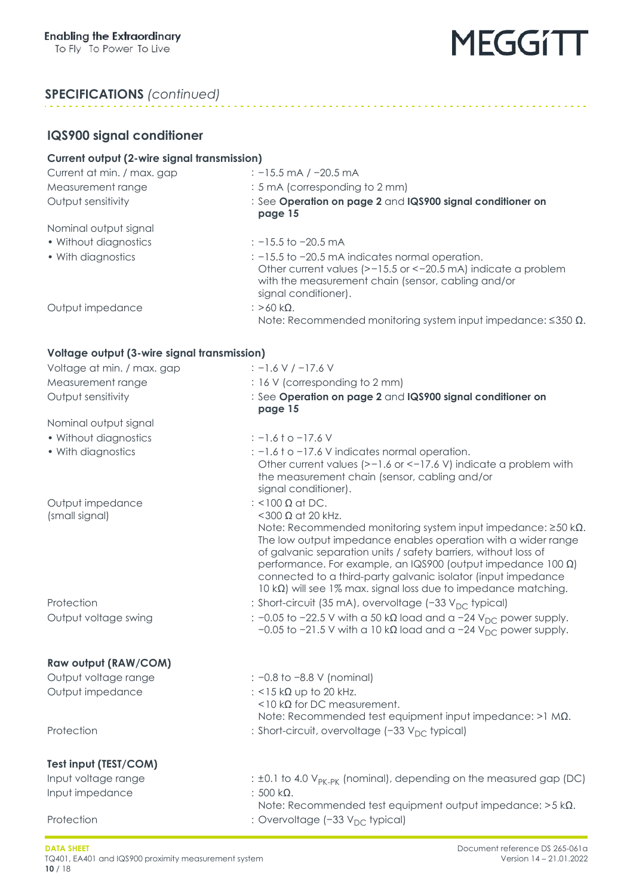## SPECIFICATIONS *(continued)*

### IQS900 signal conditioner

#### Current output (2-wire signal transmission)

| | |
|---|---|
| Current at min. / max. gap | : −15.5 mA / −20.5 mA |
| Measurement range | : 5 mA (corresponding to 2 mm) |
| Output sensitivity | : See **Operation on page 2** and **IQS900 signal conditioner on page 15** |
| Nominal output signal | |
| • Without diagnostics | : −15.5 to −20.5 mA |
| • With diagnostics | : −15.5 to −20.5 mA indicates normal operation. Other current values (>−15.5 or <−20.5 mA) indicate a problem with the measurement chain (sensor, cabling and/or signal conditioner). |
| Output impedance | : >60 kΩ. Note: Recommended monitoring system input impedance: ≤350 Ω. |

#### Voltage output (3-wire signal transmission)

| | |
|---|---|
| Voltage at min. / max. gap | : −1.6 V / −17.6 V |
| Measurement range | : 16 V (corresponding to 2 mm) |
| Output sensitivity | : See **Operation on page 2** and **IQS900 signal conditioner on page 15** |
| Nominal output signal | |
| • Without diagnostics | : −1.6 t o −17.6 V |
| • With diagnostics | : −1.6 t o −17.6 V indicates normal operation. Other current values (>−1.6 or <−17.6 V) indicate a problem with the measurement chain (sensor, cabling and/or signal conditioner). |
| Output impedance (small signal) | : <100 Ω at DC. <300 Ω at 20 kHz. Note: Recommended monitoring system input impedance: ≥50 kΩ. The low output impedance enables operation with a wider range of galvanic separation units / safety barriers, without loss of performance. For example, an IQS900 (output impedance 100 Ω) connected to a third-party galvanic isolator (input impedance 10 kΩ) will see 1% max. signal loss due to impedance matching. |
| Protection | : Short-circuit (35 mA), overvoltage (−33 $V_{DC}$ typical) |
| Output voltage swing | : −0.05 to −22.5 V with a 50 kΩ load and a −24 $V_{DC}$ power supply. −0.05 to −21.5 V with a 10 kΩ load and a −24 $V_{DC}$ power supply. |

#### Raw output (RAW/COM)

| | |
|---|---|
| Output voltage range | : −0.8 to −8.8 V (nominal) |
| Output impedance | : <15 kΩ up to 20 kHz. <10 kΩ for DC measurement. Note: Recommended test equipment input impedance: >1 MΩ. |
| Protection | : Short-circuit, overvoltage (−33 $V_{DC}$ typical) |

#### Test input (TEST/COM)

| | |
|---|---|
| Input voltage range | : ±0.1 to 4.0 $V_{PK-PK}$ (nominal), depending on the measured gap (DC) |
| Input impedance | : 500 kΩ. Note: Recommended test equipment output impedance: >5 kΩ. |
| Protection | : Overvoltage (−33 $V_{DC}$ typical) |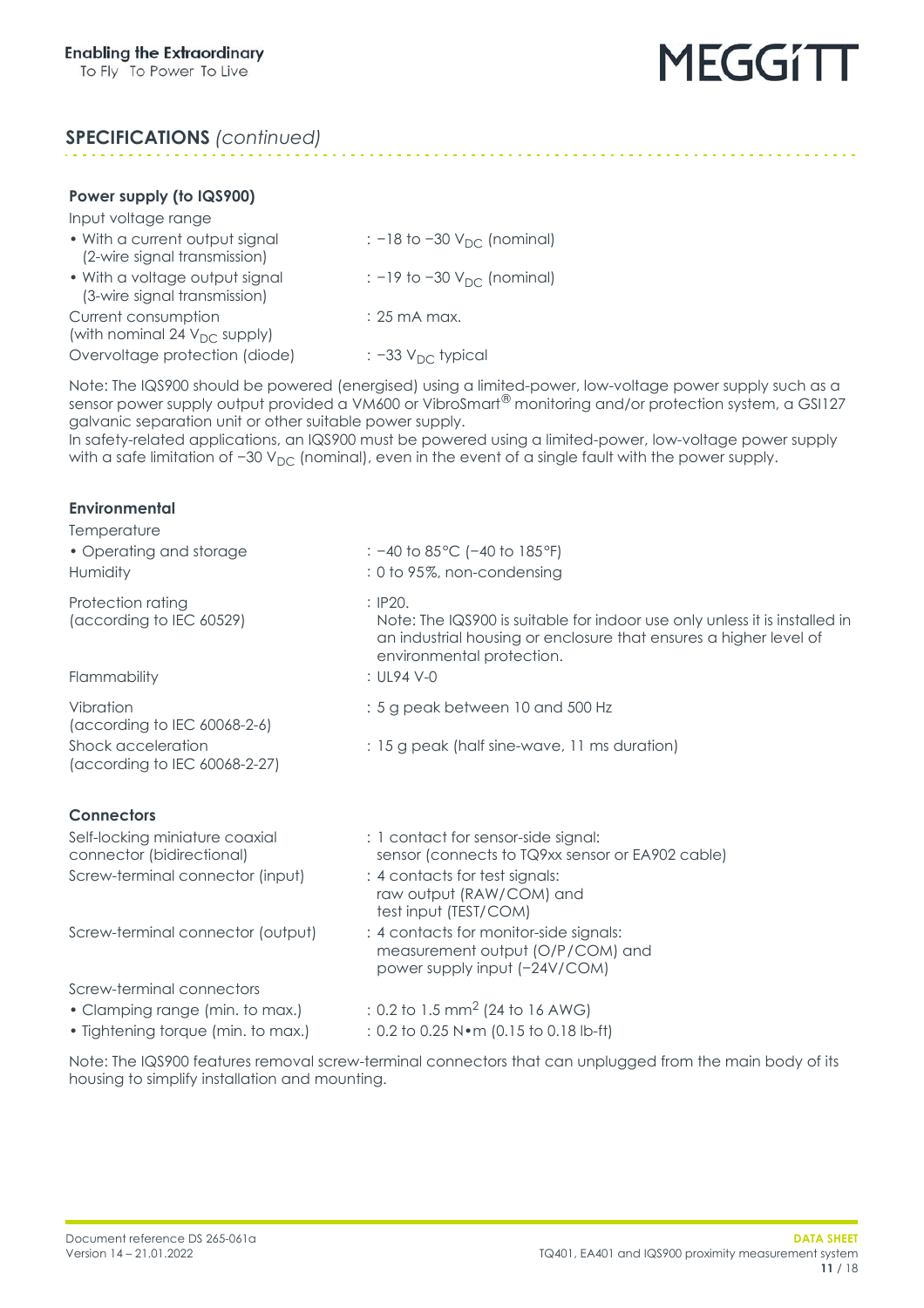## SPECIFICATIONS *(continued)*

### Power supply (to IQS900)

Input voltage range

| | |
|---|---|
| • With a current output signal (2-wire signal transmission) | : −18 to −30 $V_{DC}$ (nominal) |
| • With a voltage output signal (3-wire signal transmission) | : −19 to −30 $V_{DC}$ (nominal) |
| Current consumption (with nominal 24 $V_{DC}$ supply) | : 25 mA max. |
| Overvoltage protection (diode) | : −33 $V_{DC}$ typical |

Note: The IQS900 should be powered (energised) using a limited-power, low-voltage power supply such as a sensor power supply output provided a VM600 or VibroSmart® monitoring and/or protection system, a GSI127 galvanic separation unit or other suitable power supply.
In safety-related applications, an IQS900 must be powered using a limited-power, low-voltage power supply with a safe limitation of −30 $V_{DC}$ (nominal), even in the event of a single fault with the power supply.

### Environmental

Temperature

| | |
|---|---|
| • Operating and storage | : −40 to 85°C (−40 to 185°F) |
| Humidity | : 0 to 95%, non-condensing |
| Protection rating (according to IEC 60529) | : IP20. Note: The IQS900 is suitable for indoor use only unless it is installed in an industrial housing or enclosure that ensures a higher level of environmental protection. |
| Flammability | : UL94 V-0 |
| Vibration (according to IEC 60068-2-6) | : 5 g peak between 10 and 500 Hz |
| Shock acceleration (according to IEC 60068-2-27) | : 15 g peak (half sine-wave, 11 ms duration) |

### Connectors

| | |
|---|---|
| Self-locking miniature coaxial connector (bidirectional) | : 1 contact for sensor-side signal: sensor (connects to TQ9xx sensor or EA902 cable) |
| Screw-terminal connector (input) | : 4 contacts for test signals: raw output (RAW/COM) and test input (TEST/COM) |
| Screw-terminal connector (output) | : 4 contacts for monitor-side signals: measurement output (O/P/COM) and power supply input (−24V/COM) |

Screw-terminal connectors

| | |
|---|---|
| • Clamping range (min. to max.) | : 0.2 to 1.5 $mm^2$ (24 to 16 AWG) |
| • Tightening torque (min. to max.) | : 0.2 to 0.25 N•m (0.15 to 0.18 lb-ft) |

Note: The IQS900 features removal screw-terminal connectors that can unplugged from the main body of its housing to simplify installation and mounting.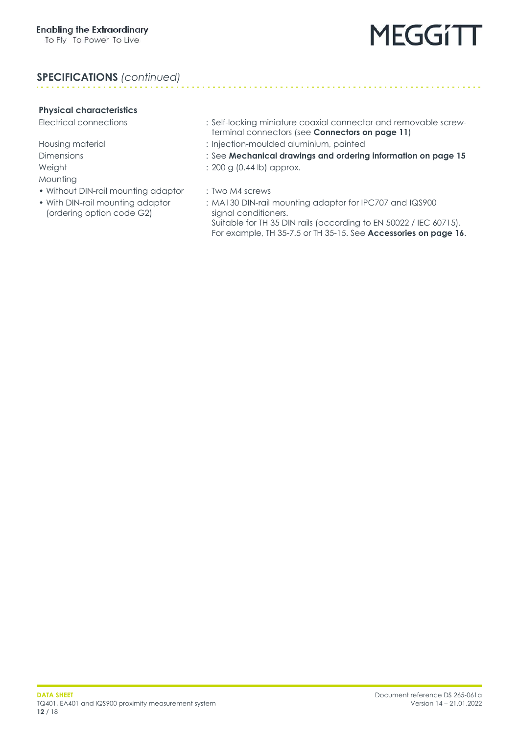## SPECIFICATIONS *(continued)*

### Physical characteristics

| | |
|---|---|
| Electrical connections | : Self-locking miniature coaxial connector and removable screw-terminal connectors (see **Connectors on page 11**) |
| Housing material | : Injection-moulded aluminium, painted |
| Dimensions | : See **Mechanical drawings and ordering information on page 15** |
| Weight | : 200 g (0.44 lb) approx. |
| Mounting | |
| • Without DIN-rail mounting adaptor | : Two M4 screws |
| • With DIN-rail mounting adaptor (ordering option code G2) | : MA130 DIN-rail mounting adaptor for IPC707 and IQS900 signal conditioners. Suitable for TH 35 DIN rails (according to EN 50022 / IEC 60715). For example, TH 35-7.5 or TH 35-15. See **Accessories on page 16**. |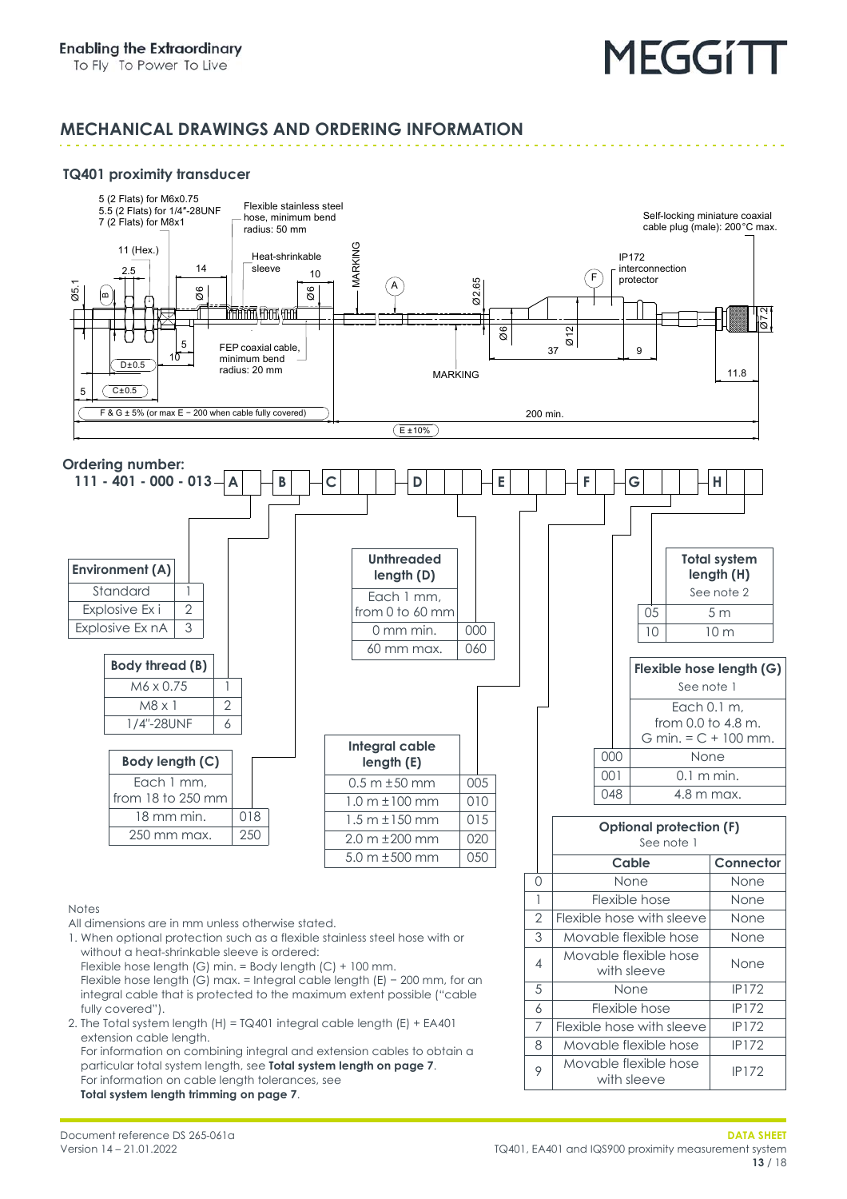## MECHANICAL DRAWINGS AND ORDERING INFORMATION

### TQ401 proximity transducer

5 (2 Flats) for M6x0.75
5.5 (2 Flats) for 1/4"-28UNF
7 (2 Flats) for M8x1

Flexible stainless steel hose, minimum bend radius: 50 mm

Self-locking miniature coaxial cable plug (male): 200°C max.

11 (Hex.)

Heat-shrinkable sleeve

MARKING

IP172 interconnection protector

FEP coaxial cable, minimum bend radius: 20 mm

MARKING

D±0.5

C±0.5

F & G ± 5% (or max E − 200 when cable fully covered)

200 min.

E ±10%

**Ordering number:**
**111 - 401 - 000 - 013 – A – B – C – D – E – F – G – H**

| Environment (A) | |
|---|---|
| Standard | 1 |
| Explosive Ex i | 2 |
| Explosive Ex nA | 3 |

| Body thread (B) | |
|---|---|
| M6 x 0.75 | 1 |
| M8 x 1 | 2 |
| 1/4"-28UNF | 6 |

| Body length (C) | |
|---|---|
| Each 1 mm, from 18 to 250 mm | |
| 18 mm min. | 018 |
| 250 mm max. | 250 |

| Unthreaded length (D) | |
|---|---|
| Each 1 mm, from 0 to 60 mm | |
| 0 mm min. | 000 |
| 60 mm max. | 060 |

| Integral cable length (E) | |
|---|---|
| 0.5 m ±50 mm | 005 |
| 1.0 m ±100 mm | 010 |
| 1.5 m ±150 mm | 015 |
| 2.0 m ±200 mm | 020 |
| 5.0 m ±500 mm | 050 |

| | Optional protection (F) See note 1 | |
|---|---|---|
| | Cable | Connector |
| 0 | None | None |
| 1 | Flexible hose | None |
| 2 | Flexible hose with sleeve | None |
| 3 | Movable flexible hose | None |
| 4 | Movable flexible hose with sleeve | None |
| 5 | None | IP172 |
| 6 | Flexible hose | IP172 |
| 7 | Flexible hose with sleeve | IP172 |
| 8 | Movable flexible hose | IP172 |
| 9 | Movable flexible hose with sleeve | IP172 |

| | Flexible hose length (G) See note 1 |
|---|---|
| | Each 0.1 m, from 0.0 to 4.8 m. G min. = C + 100 mm. |
| 000 | None |
| 001 | 0.1 m min. |
| 048 | 4.8 m max. |

| | Total system length (H) See note 2 |
|---|---|
| 05 | 5 m |
| 10 | 10 m |

Notes
All dimensions are in mm unless otherwise stated.

1. When optional protection such as a flexible stainless steel hose with or without a heat-shrinkable sleeve is ordered:
   Flexible hose length (G) min. = Body length (C) + 100 mm.
   Flexible hose length (G) max. = Integral cable length (E) − 200 mm, for an integral cable that is protected to the maximum extent possible ("cable fully covered").
2. The Total system length (H) = TQ401 integral cable length (E) + EA401 extension cable length.
   For information on combining integral and extension cables to obtain a particular total system length, see **Total system length on page 7**.
   For information on cable length tolerances, see **Total system length trimming on page 7**.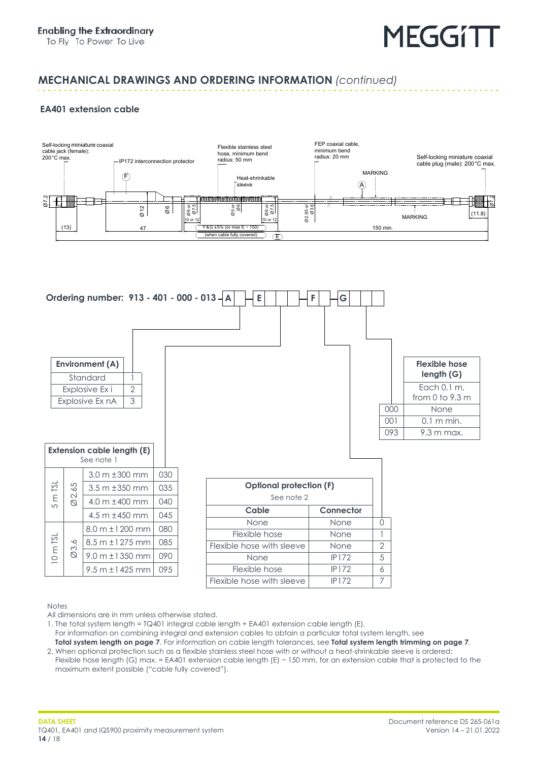## MECHANICAL DRAWINGS AND ORDERING INFORMATION *(continued)*

### EA401 extension cable

Self-locking miniature coaxial cable jack (female): 200°C max.

IP172 interconnection protector (F)

Flexible stainless steel hose, minimum bend radius: 50 mm

Heat-shrinkable sleeve

FEP coaxial cable, minimum bend radius: 20 mm

MARKING (A)

Self-locking miniature coaxial cable plug (male): 200°C max.

MARKING

Ø7.2 (13) Ø12 47 Ø6 Ø6 or Ø7.5 10 or 12 Ø5 or Ø6 Ø6 or Ø7.5 10 or 12 Ø2.65 or Ø3.6 F & G ±5% (or max E − 150) (when cable fully covered) (E) 150 min. (11.8) Ø7.2

**Ordering number: 913 - 401 - 000 - 013 - A - E _ _ _ - F - G _ _ _**

| Environment (A) | |
|---|---|
| Standard | 1 |
| Explosive Ex i | 2 |
| Explosive Ex nA | 3 |

| Extension cable length (E) See note 1 | | | |
|---|---|---|---|
| 5 m TSL | Ø2.65 | 3.0 m ±300 mm | 030 |
| | | 3.5 m ±350 mm | 035 |
| | | 4.0 m ±400 mm | 040 |
| | | 4.5 m ±450 mm | 045 |
| 10 m TSL | Ø3.6 | 8.0 m ±1 200 mm | 080 |
| | | 8.5 m ±1 275 mm | 085 |
| | | 9.0 m ±1 350 mm | 090 |
| | | 9.5 m ±1 425 mm | 095 |

| Optional protection (F) See note 2 | | |
|---|---|---|
| Cable | Connector | |
| None | None | 0 |
| Flexible hose | None | 1 |
| Flexible hose with sleeve | None | 2 |
| None | IP172 | 5 |
| Flexible hose | IP172 | 6 |
| Flexible hose with sleeve | IP172 | 7 |

| | Flexible hose length (G) |
|---|---|
| | Each 0.1 m, from 0 to 9.3 m |
| 000 | None |
| 001 | 0.1 m min. |
| 093 | 9.3 m max. |

Notes

All dimensions are in mm unless otherwise stated.

1. The total system length = TQ401 integral cable length + EA401 extension cable length (E).
   For information on combining integral and extension cables to obtain a particular total system length, see **Total system length on page 7**. For information on cable length tolerances, see **Total system length trimming on page 7**.
2. When optional protection such as a flexible stainless steel hose with or without a heat-shrinkable sleeve is ordered: Flexible hose length (G) max. = EA401 extension cable length (E) − 150 mm, for an extension cable that is protected to the maximum extent possible ("cable fully covered").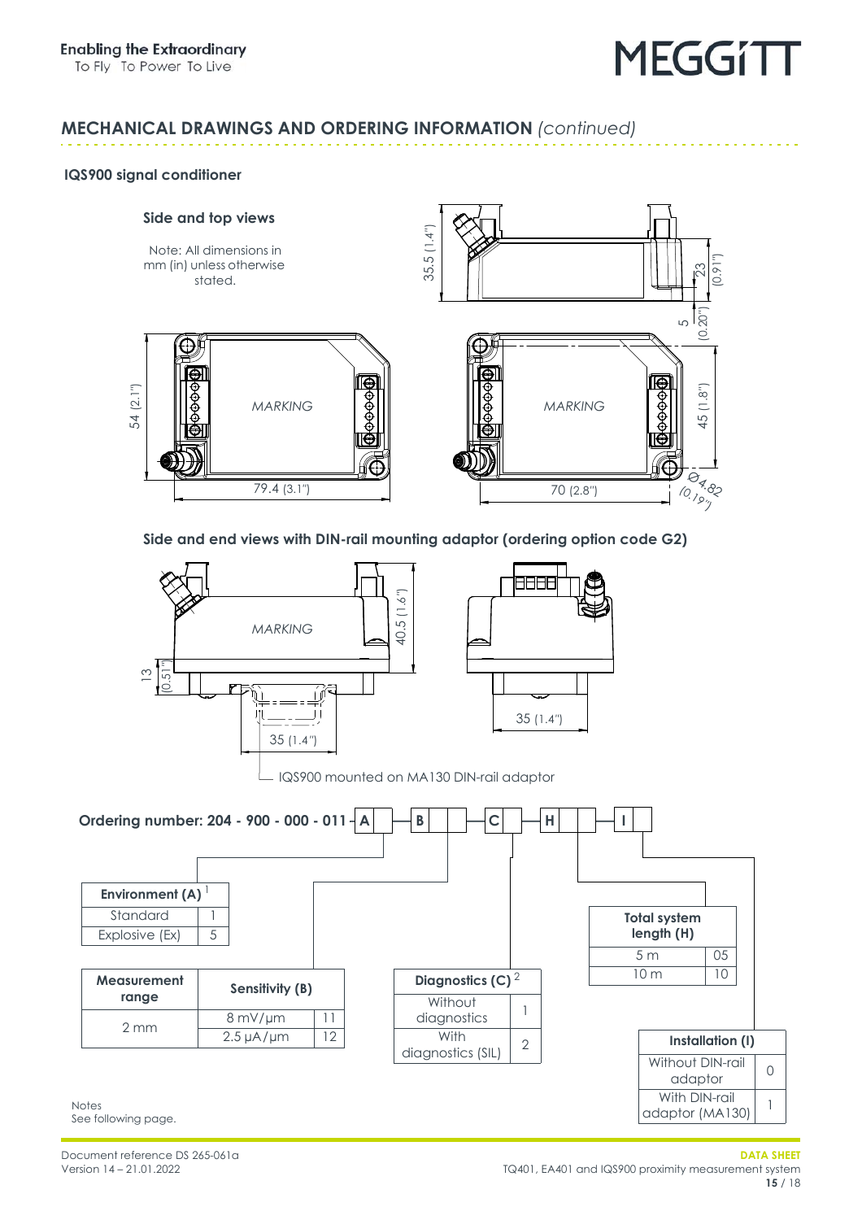## MECHANICAL DRAWINGS AND ORDERING INFORMATION *(continued)*

### IQS900 signal conditioner

#### Side and top views

Note: All dimensions in mm (in) unless otherwise stated.

35.5 (1.4") · 23 (0.91") · 5 (0.20") · 45 (1.8") · Ø4.82 (0.19") · 54 (2.1") · 79.4 (3.1") · 70 (2.8")

MARKING

#### Side and end views with DIN-rail mounting adaptor (ordering option code G2)

40.5 (1.6") · 13 (0.51") · 35 (1.4") · 35 (1.4")

MARKING

IQS900 mounted on MA130 DIN-rail adaptor

**Ordering number: 204 - 900 - 000 - 011 - A - B - C - H - I**

| Environment (A) [1] | |
|---|---|
| Standard | 1 |
| Explosive (Ex) | 5 |

| Measurement range | Sensitivity (B) | |
|---|---|---|
| 2 mm | 8 mV/µm | 11 |
| | 2.5 µA/µm | 12 |

| Diagnostics (C) [2] | |
|---|---|
| Without diagnostics | 1 |
| With diagnostics (SIL) | 2 |

| Total system length (H) | |
|---|---|
| 5 m | 05 |
| 10 m | 10 |

| Installation (I) | |
|---|---|
| Without DIN-rail adaptor | 0 |
| With DIN-rail adaptor (MA130) | 1 |

Notes
See following page.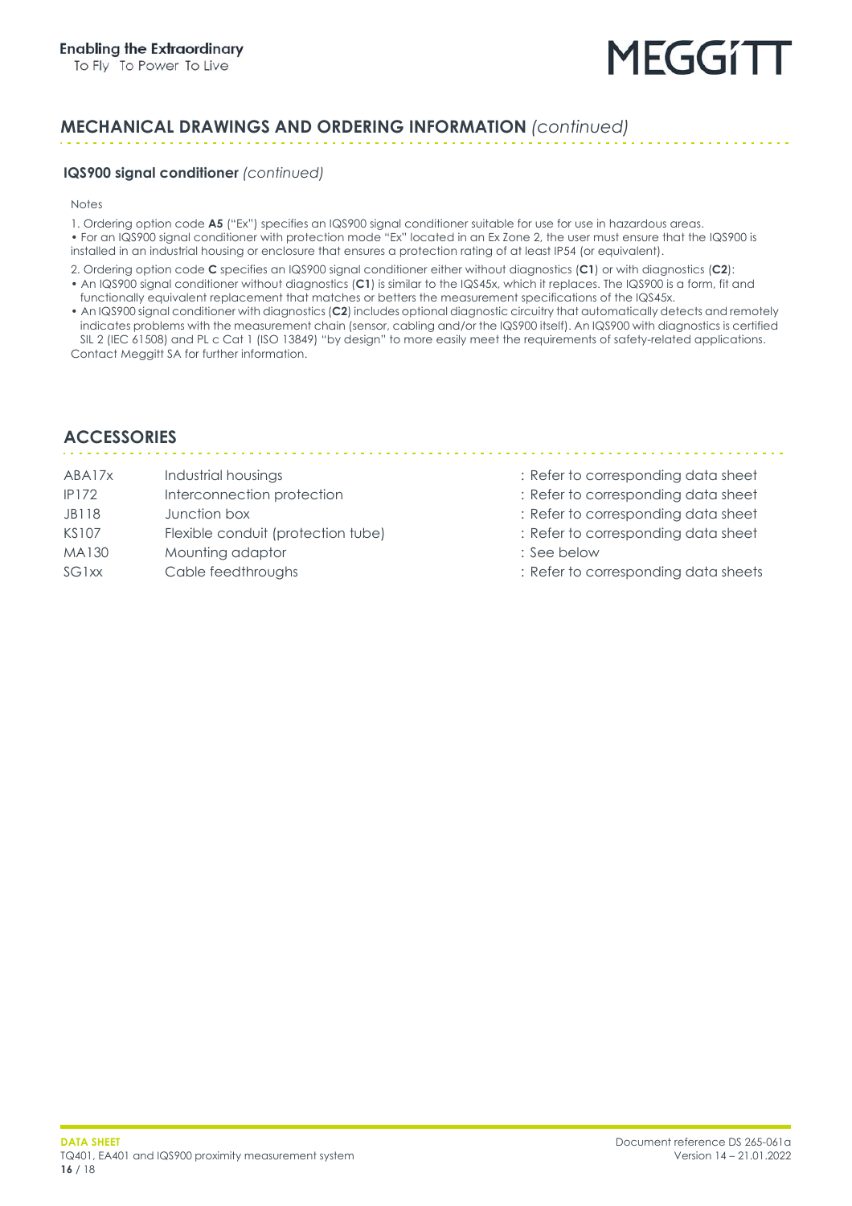## MECHANICAL DRAWINGS AND ORDERING INFORMATION *(continued)*

### IQS900 signal conditioner *(continued)*

Notes

1. Ordering option code **A5** ("Ex") specifies an IQS900 signal conditioner suitable for use for use in hazardous areas.
• For an IQS900 signal conditioner with protection mode "Ex" located in an Ex Zone 2, the user must ensure that the IQS900 is installed in an industrial housing or enclosure that ensures a protection rating of at least IP54 (or equivalent).

2. Ordering option code **C** specifies an IQS900 signal conditioner either without diagnostics (**C1**) or with diagnostics (**C2**):
• An IQS900 signal conditioner without diagnostics (**C1**) is similar to the IQS45x, which it replaces. The IQS900 is a form, fit and functionally equivalent replacement that matches or betters the measurement specifications of the IQS45x.
• An IQS900 signal conditioner with diagnostics (**C2**) includes optional diagnostic circuitry that automatically detects and remotely indicates problems with the measurement chain (sensor, cabling and/or the IQS900 itself). An IQS900 with diagnostics is certified SIL 2 (IEC 61508) and PL c Cat 1 (ISO 13849) "by design" to more easily meet the requirements of safety-related applications.
Contact Meggitt SA for further information.

## ACCESSORIES

| | | |
|---|---|---|
| ABA17x | Industrial housings | : Refer to corresponding data sheet |
| IP172 | Interconnection protection | : Refer to corresponding data sheet |
| JB118 | Junction box | : Refer to corresponding data sheet |
| KS107 | Flexible conduit (protection tube) | : Refer to corresponding data sheet |
| MA130 | Mounting adaptor | : See below |
| SG1xx | Cable feedthroughs | : Refer to corresponding data sheets |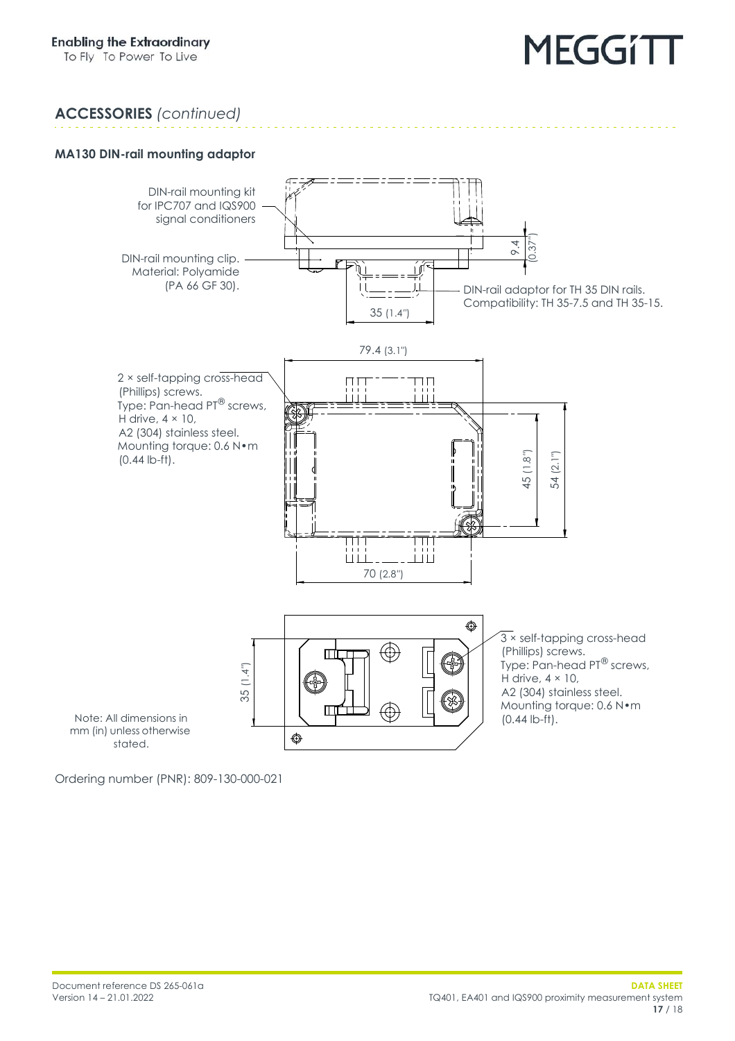## ACCESSORIES *(continued)*

### MA130 DIN-rail mounting adaptor

DIN-rail mounting kit for IPC707 and IQS900 signal conditioners

DIN-rail mounting clip. Material: Polyamide (PA 66 GF 30).

DIN-rail adaptor for TH 35 DIN rails. Compatibility: TH 35-7.5 and TH 35-15.

9.4 (0.37")

35 (1.4")

79.4 (3.1")

2 × self-tapping cross-head (Phillips) screws. Type: Pan-head PT® screws, H drive, 4 × 10, A2 (304) stainless steel. Mounting torque: 0.6 N•m (0.44 lb-ft).

45 (1.8")

54 (2.1")

70 (2.8")

35 (1.4")

3 × self-tapping cross-head (Phillips) screws. Type: Pan-head PT® screws, H drive, 4 × 10, A2 (304) stainless steel. Mounting torque: 0.6 N•m (0.44 lb-ft).

Note: All dimensions in mm (in) unless otherwise stated.

Ordering number (PNR): 809-130-000-021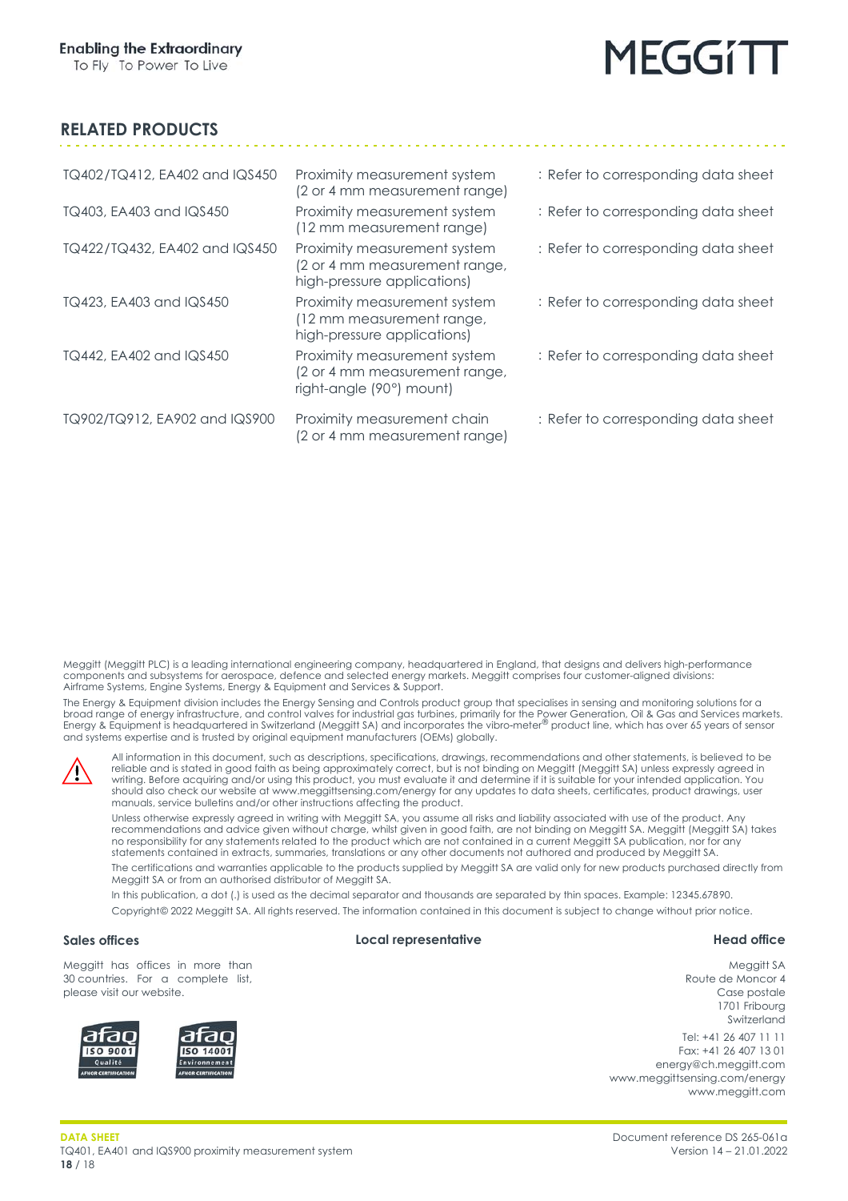## RELATED PRODUCTS

| | | |
|---|---|---|
| TQ402/TQ412, EA402 and IQS450 | Proximity measurement system (2 or 4 mm measurement range) | : Refer to corresponding data sheet |
| TQ403, EA403 and IQS450 | Proximity measurement system (12 mm measurement range) | : Refer to corresponding data sheet |
| TQ422/TQ432, EA402 and IQS450 | Proximity measurement system (2 or 4 mm measurement range, high-pressure applications) | : Refer to corresponding data sheet |
| TQ423, EA403 and IQS450 | Proximity measurement system (12 mm measurement range, high-pressure applications) | : Refer to corresponding data sheet |
| TQ442, EA402 and IQS450 | Proximity measurement system (2 or 4 mm measurement range, right-angle (90°) mount) | : Refer to corresponding data sheet |
| TQ902/TQ912, EA902 and IQS900 | Proximity measurement chain (2 or 4 mm measurement range) | : Refer to corresponding data sheet |

Meggitt (Meggitt PLC) is a leading international engineering company, headquartered in England, that designs and delivers high-performance components and subsystems for aerospace, defence and selected energy markets. Meggitt comprises four customer-aligned divisions: Airframe Systems, Engine Systems, Energy & Equipment and Services & Support.

The Energy & Equipment division includes the Energy Sensing and Controls product group that specialises in sensing and monitoring solutions for a broad range of energy infrastructure, and control valves for industrial gas turbines, primarily for the Power Generation, Oil & Gas and Services markets. Energy & Equipment is headquartered in Switzerland (Meggitt SA) and incorporates the vibro-meter® product line, which has over 65 years of sensor and systems expertise and is trusted by original equipment manufacturers (OEMs) globally.

All information in this document, such as descriptions, specifications, drawings, recommendations and other statements, is believed to be reliable and is stated in good faith as being approximately correct, but is not binding on Meggitt (Meggitt SA) unless expressly agreed in writing. Before acquiring and/or using this product, you must evaluate it and determine if it is suitable for your intended application. You should also check our website at www.meggittsensing.com/energy for any updates to data sheets, certificates, product drawings, user manuals, service bulletins and/or other instructions affecting the product.

Unless otherwise expressly agreed in writing with Meggitt SA, you assume all risks and liability associated with use of the product. Any recommendations and advice given without charge, whilst given in good faith, are not binding on Meggitt SA. Meggitt (Meggitt SA) takes no responsibility for any statements related to the product which are not contained in a current Meggitt SA publication, nor for any statements contained in extracts, summaries, translations or any other documents not authored and produced by Meggitt SA.

The certifications and warranties applicable to the products supplied by Meggitt SA are valid only for new products purchased directly from Meggitt SA or from an authorised distributor of Meggitt SA.

In this publication, a dot (.) is used as the decimal separator and thousands are separated by thin spaces. Example: 12345.67890.

Copyright© 2022 Meggitt SA. All rights reserved. The information contained in this document is subject to change without prior notice.

**Sales offices**

Meggitt has offices in more than 30 countries. For a complete list, please visit our website.

**Local representative**

**Head office**

Meggitt SA
Route de Moncor 4
Case postale
1701 Fribourg
Switzerland

Tel: +41 26 407 11 11
Fax: +41 26 407 13 01
energy@ch.meggitt.com
www.meggittsensing.com/energy
www.meggitt.com

**DATA SHEET**
TQ401, EA401 and IQS900 proximity measurement system

Document reference DS 265-061a
Version 14 – 21.01.2022